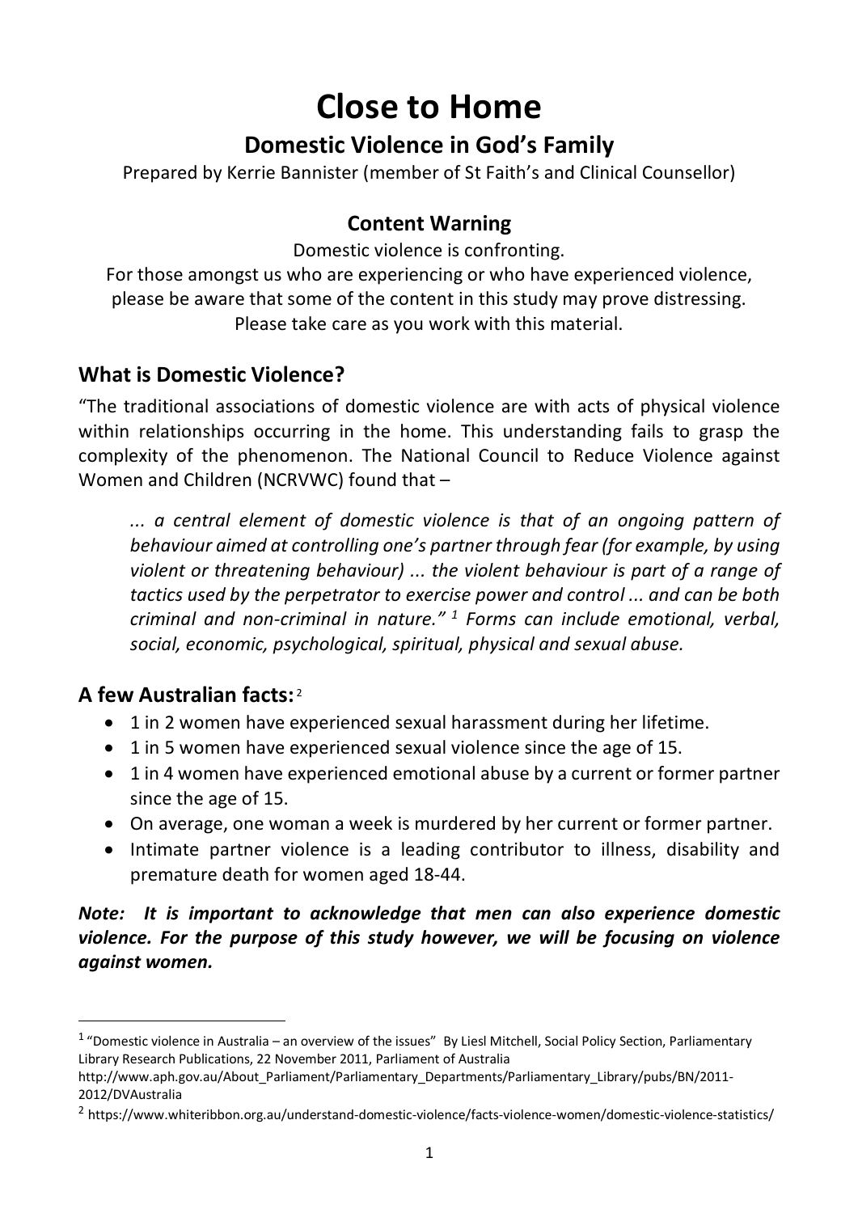# Close to Home

## Domestic Violence in God's Family

Prepared by Kerrie Bannister (member of St Faith's and Clinical Counsellor)

### Content Warning

Domestic violence is confronting.
For those amongst us who are experiencing or who have experienced violence, please be aware that some of the content in this study may prove distressing.
Please take care as you work with this material.

## What is Domestic Violence?

"The traditional associations of domestic violence are with acts of physical violence within relationships occurring in the home. This understanding fails to grasp the complexity of the phenomenon. The National Council to Reduce Violence against Women and Children (NCRVWC) found that –

> *... a central element of domestic violence is that of an ongoing pattern of behaviour aimed at controlling one's partner through fear (for example, by using violent or threatening behaviour) ... the violent behaviour is part of a range of tactics used by the perpetrator to exercise power and control ... and can be both criminal and non-criminal in nature."* [1] *Forms can include emotional, verbal, social, economic, psychological, spiritual, physical and sexual abuse.*

## A few Australian facts: [2]

- 1 in 2 women have experienced sexual harassment during her lifetime.
- 1 in 5 women have experienced sexual violence since the age of 15.
- 1 in 4 women have experienced emotional abuse by a current or former partner since the age of 15.
- On average, one woman a week is murdered by her current or former partner.
- Intimate partner violence is a leading contributor to illness, disability and premature death for women aged 18-44.

***Note: It is important to acknowledge that men can also experience domestic violence. For the purpose of this study however, we will be focusing on violence against women.***

---

[1] "Domestic violence in Australia – an overview of the issues" By Liesl Mitchell, Social Policy Section, Parliamentary Library Research Publications, 22 November 2011, Parliament of Australia http://www.aph.gov.au/About_Parliament/Parliamentary_Departments/Parliamentary_Library/pubs/BN/2011-2012/DVAustralia

[2] https://www.whiteribbon.org.au/understand-domestic-violence/facts-violence-women/domestic-violence-statistics/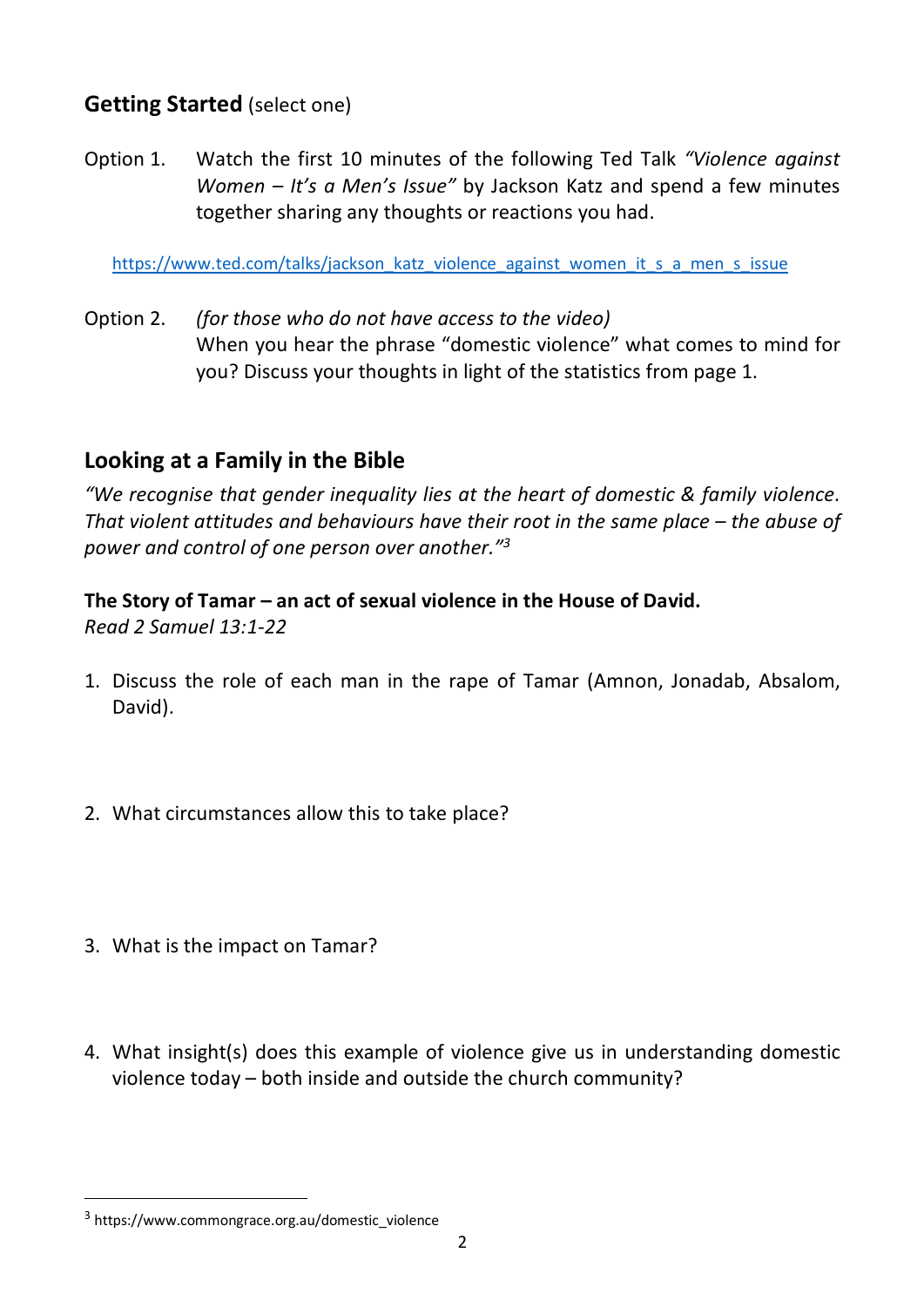## Getting Started (select one)

Option 1. Watch the first 10 minutes of the following Ted Talk *"Violence against Women – It's a Men's Issue"* by Jackson Katz and spend a few minutes together sharing any thoughts or reactions you had.

https://www.ted.com/talks/jackson_katz_violence_against_women_it_s_a_men_s_issue

Option 2. *(for those who do not have access to the video)*
When you hear the phrase "domestic violence" what comes to mind for you? Discuss your thoughts in light of the statistics from page 1.

## Looking at a Family in the Bible

*"We recognise that gender inequality lies at the heart of domestic & family violence. That violent attitudes and behaviours have their root in the same place – the abuse of power and control of one person over another."*[3]

**The Story of Tamar – an act of sexual violence in the House of David.**
*Read 2 Samuel 13:1-22*

1. Discuss the role of each man in the rape of Tamar (Amnon, Jonadab, Absalom, David).

2. What circumstances allow this to take place?

3. What is the impact on Tamar?

4. What insight(s) does this example of violence give us in understanding domestic violence today – both inside and outside the church community?

---

[3] https://www.commongrace.org.au/domestic_violence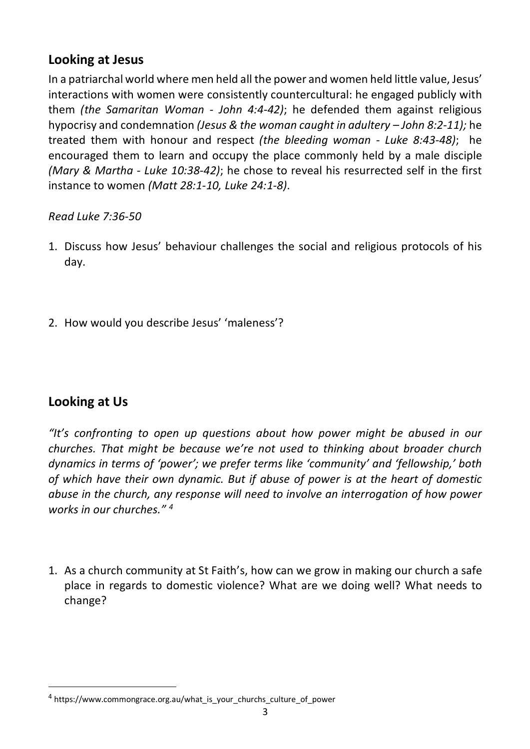## Looking at Jesus

In a patriarchal world where men held all the power and women held little value, Jesus' interactions with women were consistently countercultural: he engaged publicly with them *(the Samaritan Woman - John 4:4-42)*; he defended them against religious hypocrisy and condemnation *(Jesus & the woman caught in adultery – John 8:2-11);* he treated them with honour and respect *(the bleeding woman - Luke 8:43-48)*; he encouraged them to learn and occupy the place commonly held by a male disciple *(Mary & Martha - Luke 10:38-42)*; he chose to reveal his resurrected self in the first instance to women *(Matt 28:1-10, Luke 24:1-8)*.

*Read Luke 7:36-50*

1. Discuss how Jesus' behaviour challenges the social and religious protocols of his day.

2. How would you describe Jesus' 'maleness'?

## Looking at Us

*"It's confronting to open up questions about how power might be abused in our churches. That might be because we're not used to thinking about broader church dynamics in terms of 'power'; we prefer terms like 'community' and 'fellowship,' both of which have their own dynamic. But if abuse of power is at the heart of domestic abuse in the church, any response will need to involve an interrogation of how power works in our churches."* [4]

1. As a church community at St Faith's, how can we grow in making our church a safe place in regards to domestic violence? What are we doing well? What needs to change?

---

[4] https://www.commongrace.org.au/what_is_your_churchs_culture_of_power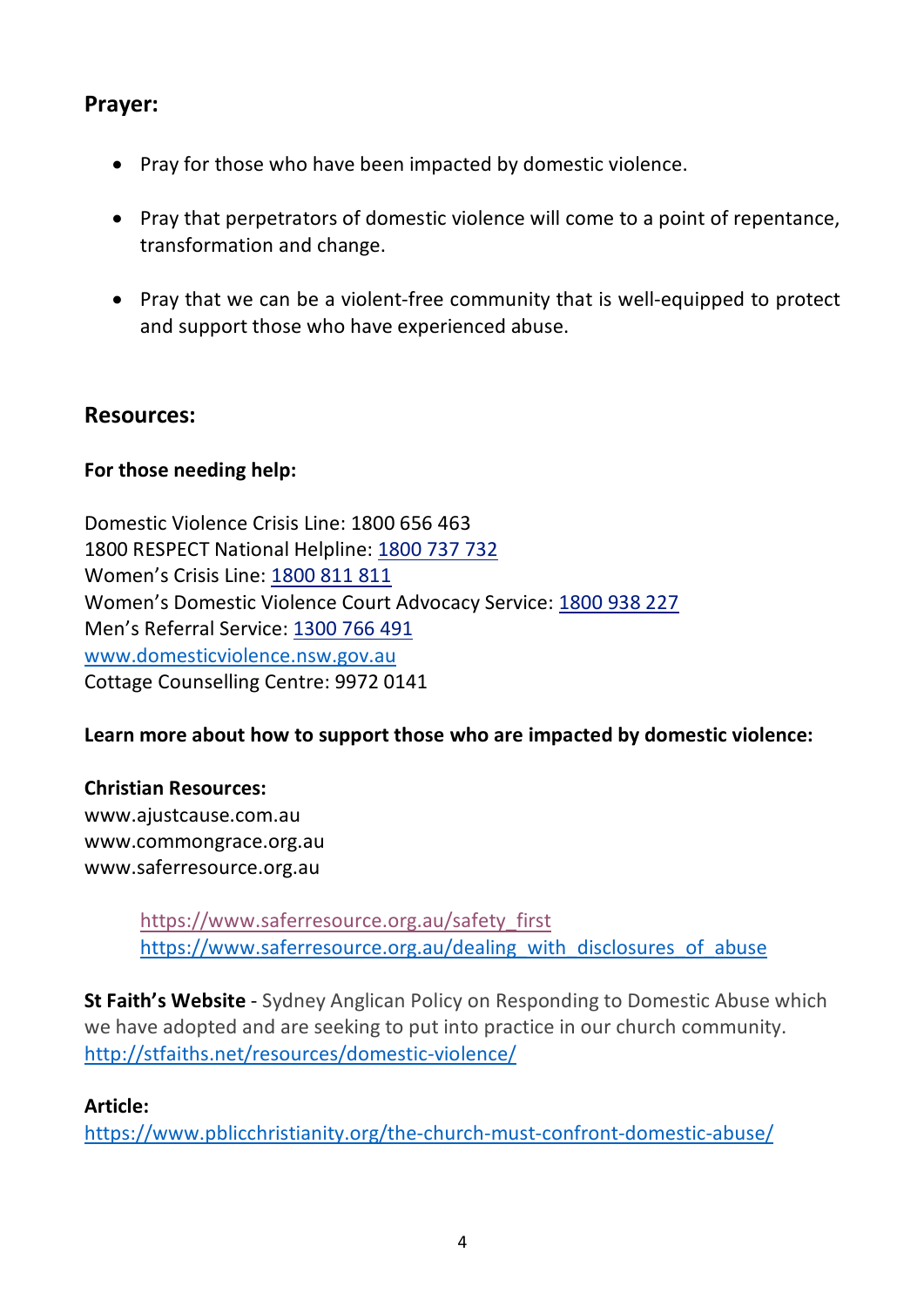## Prayer:

- Pray for those who have been impacted by domestic violence.
- Pray that perpetrators of domestic violence will come to a point of repentance, transformation and change.
- Pray that we can be a violent-free community that is well-equipped to protect and support those who have experienced abuse.

## Resources:

**For those needing help:**

Domestic Violence Crisis Line: 1800 656 463
1800 RESPECT National Helpline: 1800 737 732
Women's Crisis Line: 1800 811 811
Women's Domestic Violence Court Advocacy Service: 1800 938 227
Men's Referral Service: 1300 766 491
www.domesticviolence.nsw.gov.au
Cottage Counselling Centre: 9972 0141

**Learn more about how to support those who are impacted by domestic violence:**

**Christian Resources:**
www.ajustcause.com.au
www.commongrace.org.au
www.saferresource.org.au

> https://www.saferresource.org.au/safety_first
> https://www.saferresource.org.au/dealing_with_disclosures_of_abuse

**St Faith's Website** - Sydney Anglican Policy on Responding to Domestic Abuse which we have adopted and are seeking to put into practice in our church community.
http://stfaiths.net/resources/domestic-violence/

**Article:**
https://www.pblicchristianity.org/the-church-must-confront-domestic-abuse/